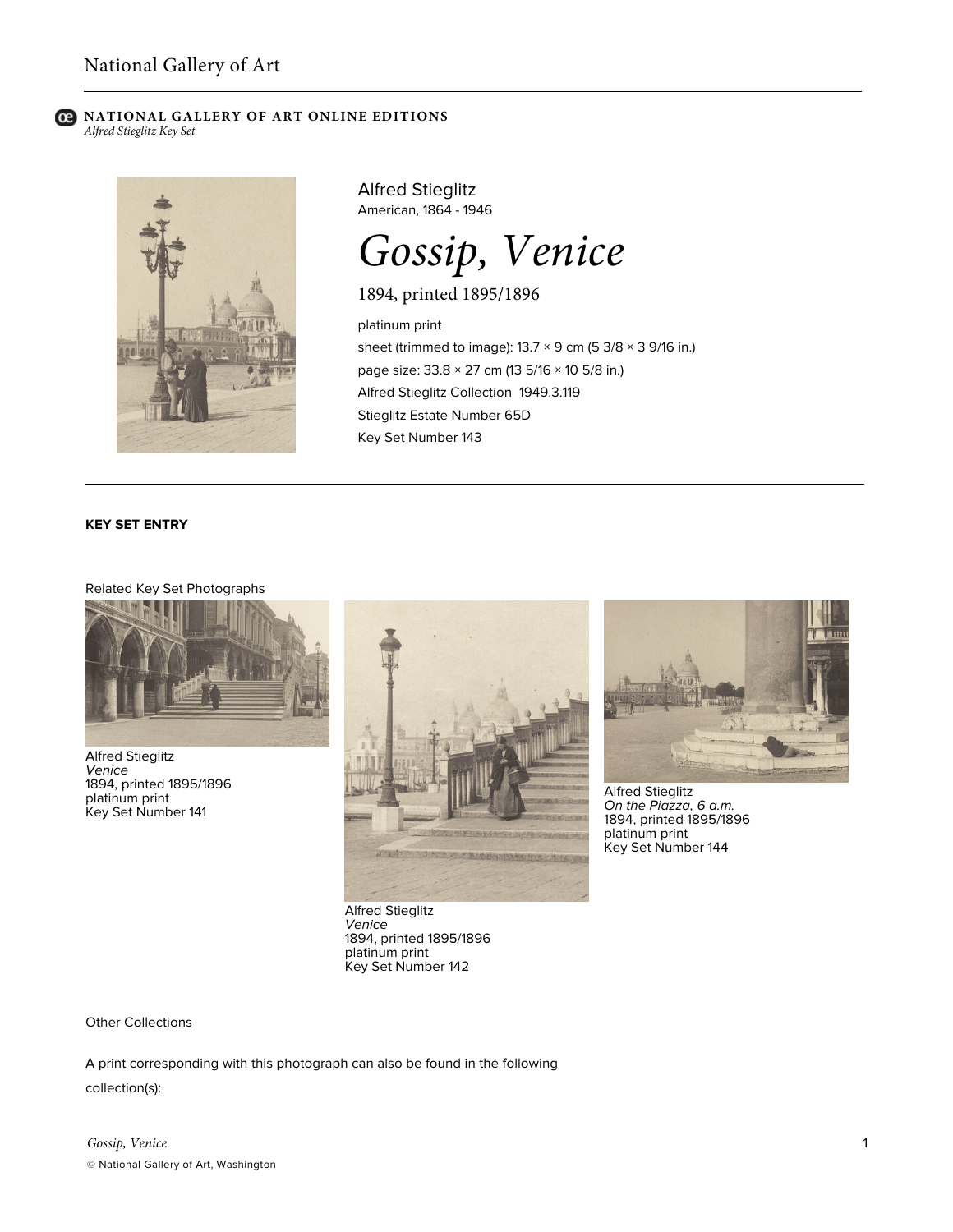**NATIONAL GALLERY OF ART ONLINE EDITIONS**
*Alfred Stieglitz Key Set*

Alfred Stieglitz
American, 1864 - 1946

# *Gossip, Venice*

1894, printed 1895/1896

platinum print
sheet (trimmed to image): 13.7 × 9 cm (5 3/8 × 3 9/16 in.)
page size: 33.8 × 27 cm (13 5/16 × 10 5/8 in.)
Alfred Stieglitz Collection 1949.3.119
Stieglitz Estate Number 65D
Key Set Number 143

---

**KEY SET ENTRY**

Related Key Set Photographs

Alfred Stieglitz
*Venice*
1894, printed 1895/1896
platinum print
Key Set Number 141

Alfred Stieglitz
*Venice*
1894, printed 1895/1896
platinum print
Key Set Number 142

Alfred Stieglitz
*On the Piazza, 6 a.m.*
1894, printed 1895/1896
platinum print
Key Set Number 144

Other Collections

A print corresponding with this photograph can also be found in the following collection(s):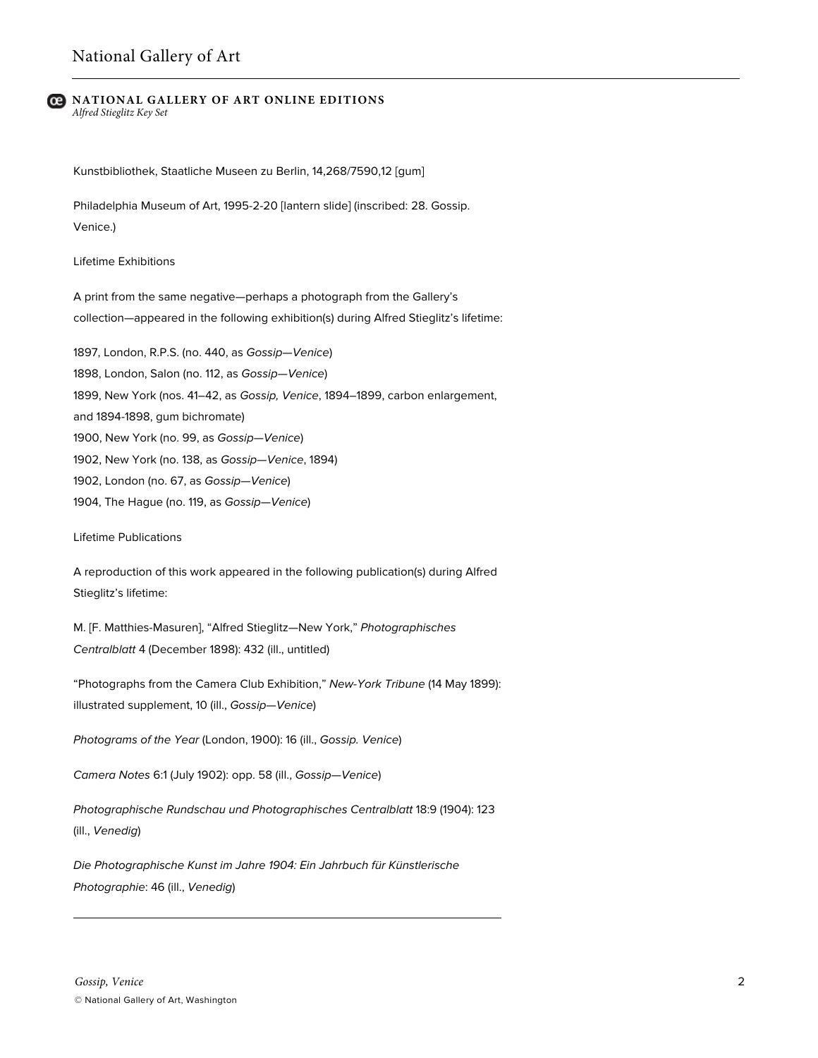Kunstbibliothek, Staatliche Museen zu Berlin, 14,268/7590,12 [gum]

Philadelphia Museum of Art, 1995-2-20 [lantern slide] (inscribed: 28. Gossip. Venice.)

Lifetime Exhibitions

A print from the same negative—perhaps a photograph from the Gallery's collection—appeared in the following exhibition(s) during Alfred Stieglitz's lifetime:

1897, London, R.P.S. (no. 440, as *Gossip—Venice*)
1898, London, Salon (no. 112, as *Gossip—Venice*)
1899, New York (nos. 41–42, as *Gossip, Venice*, 1894–1899, carbon enlargement, and 1894-1898, gum bichromate)
1900, New York (no. 99, as *Gossip—Venice*)
1902, New York (no. 138, as *Gossip—Venice*, 1894)
1902, London (no. 67, as *Gossip—Venice*)
1904, The Hague (no. 119, as *Gossip—Venice*)

Lifetime Publications

A reproduction of this work appeared in the following publication(s) during Alfred Stieglitz's lifetime:

M. [F. Matthies-Masuren], "Alfred Stieglitz—New York," *Photographisches Centralblatt* 4 (December 1898): 432 (ill., untitled)

"Photographs from the Camera Club Exhibition," *New-York Tribune* (14 May 1899): illustrated supplement, 10 (ill., *Gossip—Venice*)

*Photograms of the Year* (London, 1900): 16 (ill., *Gossip. Venice*)

*Camera Notes* 6:1 (July 1902): opp. 58 (ill., *Gossip—Venice*)

*Photographische Rundschau und Photographisches Centralblatt* 18:9 (1904): 123 (ill., *Venedig*)

*Die Photographische Kunst im Jahre 1904: Ein Jahrbuch für Künstlerische Photographie*: 46 (ill., *Venedig*)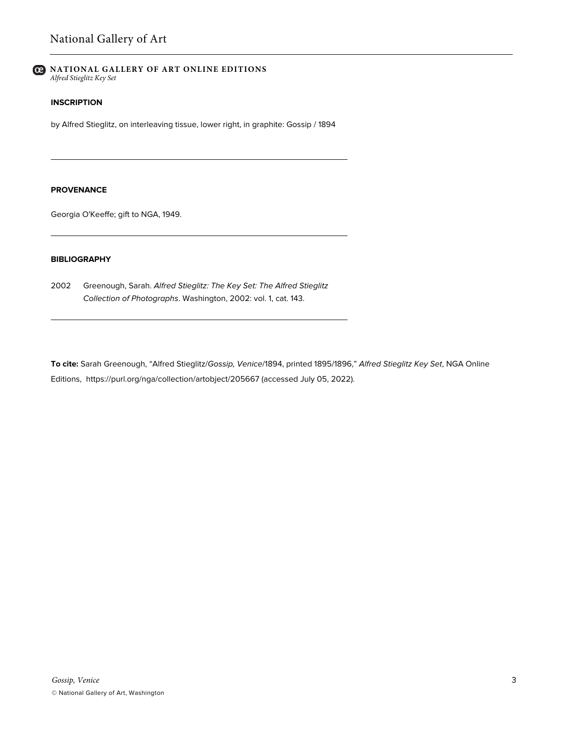#### INSCRIPTION

by Alfred Stieglitz, on interleaving tissue, lower right, in graphite: Gossip / 1894

#### PROVENANCE

Georgia O'Keeffe; gift to NGA, 1949.

#### BIBLIOGRAPHY

2002 Greenough, Sarah. *Alfred Stieglitz: The Key Set: The Alfred Stieglitz Collection of Photographs*. Washington, 2002: vol. 1, cat. 143.

**To cite:** Sarah Greenough, "Alfred Stieglitz/*Gossip, Venice*/1894, printed 1895/1896," *Alfred Stieglitz Key Set*, NGA Online Editions, https://purl.org/nga/collection/artobject/205667 (accessed July 05, 2022).